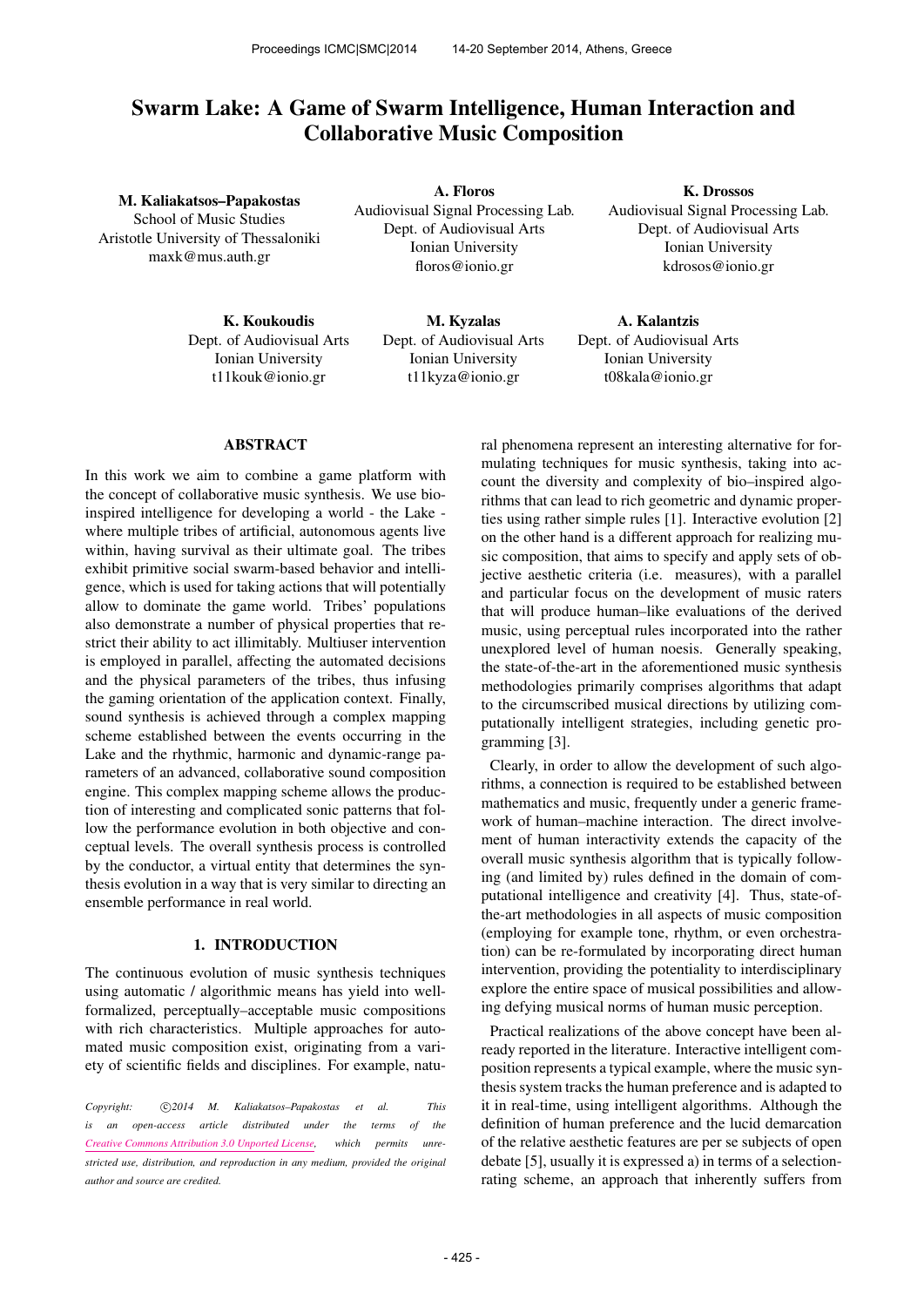# Swarm Lake: A Game of Swarm Intelligence, Human Interaction and Collaborative Music Composition

**M. Kaliakatsos–Papakostas**
School of Music Studies
Aristotle University of Thessaloniki
maxk@mus.auth.gr

**A. Floros**
Audiovisual Signal Processing Lab.
Dept. of Audiovisual Arts
Ionian University
floros@ionio.gr

**K. Drossos**
Audiovisual Signal Processing Lab.
Dept. of Audiovisual Arts
Ionian University
kdrosos@ionio.gr

**K. Koukoudis**
Dept. of Audiovisual Arts
Ionian University
t11kouk@ionio.gr

**M. Kyzalas**
Dept. of Audiovisual Arts
Ionian University
t11kyza@ionio.gr

**A. Kalantzis**
Dept. of Audiovisual Arts
Ionian University
t08kala@ionio.gr

## ABSTRACT

In this work we aim to combine a game platform with the concept of collaborative music synthesis. We use bio-inspired intelligence for developing a world - the Lake - where multiple tribes of artificial, autonomous agents live within, having survival as their ultimate goal. The tribes exhibit primitive social swarm-based behavior and intelligence, which is used for taking actions that will potentially allow to dominate the game world. Tribes' populations also demonstrate a number of physical properties that restrict their ability to act illimitably. Multiuser intervention is employed in parallel, affecting the automated decisions and the physical parameters of the tribes, thus infusing the gaming orientation of the application context. Finally, sound synthesis is achieved through a complex mapping scheme established between the events occurring in the Lake and the rhythmic, harmonic and dynamic-range parameters of an advanced, collaborative sound composition engine. This complex mapping scheme allows the production of interesting and complicated sonic patterns that follow the performance evolution in both objective and conceptual levels. The overall synthesis process is controlled by the conductor, a virtual entity that determines the synthesis evolution in a way that is very similar to directing an ensemble performance in real world.

## 1. INTRODUCTION

The continuous evolution of music synthesis techniques using automatic / algorithmic means has yield into well-formalized, perceptually–acceptable music compositions with rich characteristics. Multiple approaches for automated music composition exist, originating from a variety of scientific fields and disciplines. For example, natural phenomena represent an interesting alternative for formulating techniques for music synthesis, taking into account the diversity and complexity of bio–inspired algorithms that can lead to rich geometric and dynamic properties using rather simple rules [1]. Interactive evolution [2] on the other hand is a different approach for realizing music composition, that aims to specify and apply sets of objective aesthetic criteria (i.e. measures), with a parallel and particular focus on the development of music raters that will produce human–like evaluations of the derived music, using perceptual rules incorporated into the rather unexplored level of human noesis. Generally speaking, the state-of-the-art in the aforementioned music synthesis methodologies primarily comprises algorithms that adapt to the circumscribed musical directions by utilizing computationally intelligent strategies, including genetic programming [3].

Clearly, in order to allow the development of such algorithms, a connection is required to be established between mathematics and music, frequently under a generic framework of human–machine interaction. The direct involvement of human interactivity extends the capacity of the overall music synthesis algorithm that is typically following (and limited by) rules defined in the domain of computational intelligence and creativity [4]. Thus, state-of-the-art methodologies in all aspects of music composition (employing for example tone, rhythm, or even orchestration) can be re-formulated by incorporating direct human intervention, providing the potentiality to interdisciplinary explore the entire space of musical possibilities and allowing defying musical norms of human music perception.

Practical realizations of the above concept have been already reported in the literature. Interactive intelligent composition represents a typical example, where the music synthesis system tracks the human preference and is adapted to it in real-time, using intelligent algorithms. Although the definition of human preference and the lucid demarcation of the relative aesthetic features are per se subjects of open debate [5], usually it is expressed a) in terms of a selection-rating scheme, an approach that inherently suffers from

*Copyright: ©2014 M. Kaliakatsos–Papakostas et al. This is an open-access article distributed under the terms of the Creative Commons Attribution 3.0 Unported License, which permits unrestricted use, distribution, and reproduction in any medium, provided the original author and source are credited.*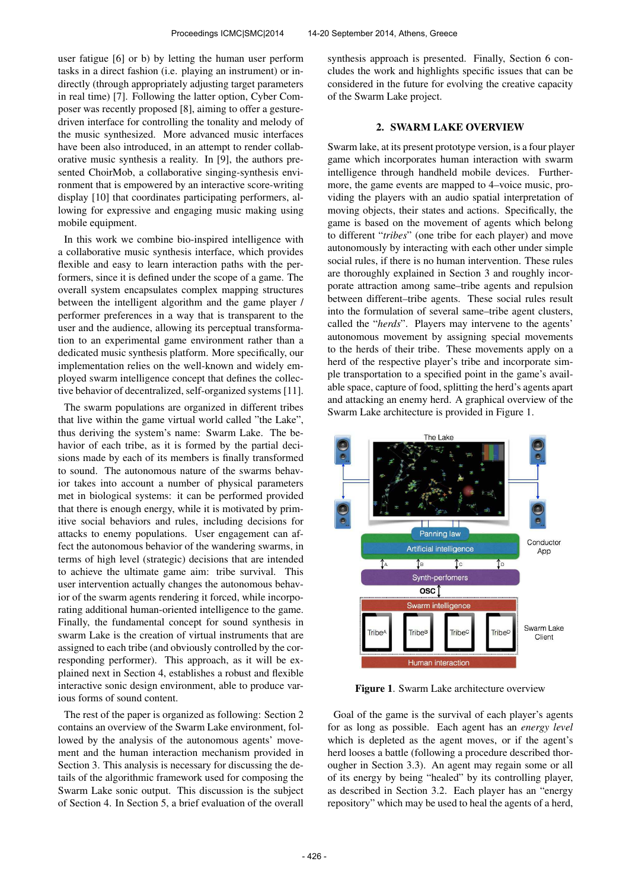user fatigue [6] or b) by letting the human user perform tasks in a direct fashion (i.e. playing an instrument) or indirectly (through appropriately adjusting target parameters in real time) [7]. Following the latter option, Cyber Composer was recently proposed [8], aiming to offer a gesture-driven interface for controlling the tonality and melody of the music synthesized. More advanced music interfaces have been also introduced, in an attempt to render collaborative music synthesis a reality. In [9], the authors presented ChoirMob, a collaborative singing-synthesis environment that is empowered by an interactive score-writing display [10] that coordinates participating performers, allowing for expressive and engaging music making using mobile equipment.

In this work we combine bio-inspired intelligence with a collaborative music synthesis interface, which provides flexible and easy to learn interaction paths with the performers, since it is defined under the scope of a game. The overall system encapsulates complex mapping structures between the intelligent algorithm and the game player / performer preferences in a way that is transparent to the user and the audience, allowing its perceptual transformation to an experimental game environment rather than a dedicated music synthesis platform. More specifically, our implementation relies on the well-known and widely employed swarm intelligence concept that defines the collective behavior of decentralized, self-organized systems [11].

The swarm populations are organized in different tribes that live within the game virtual world called "the Lake", thus deriving the system's name: Swarm Lake. The behavior of each tribe, as it is formed by the partial decisions made by each of its members is finally transformed to sound. The autonomous nature of the swarms behavior takes into account a number of physical parameters met in biological systems: it can be performed provided that there is enough energy, while it is motivated by primitive social behaviors and rules, including decisions for attacks to enemy populations. User engagement can affect the autonomous behavior of the wandering swarms, in terms of high level (strategic) decisions that are intended to achieve the ultimate game aim: tribe survival. This user intervention actually changes the autonomous behavior of the swarm agents rendering it forced, while incorporating additional human-oriented intelligence to the game. Finally, the fundamental concept for sound synthesis in swarm Lake is the creation of virtual instruments that are assigned to each tribe (and obviously controlled by the corresponding performer). This approach, as it will be explained next in Section 4, establishes a robust and flexible interactive sonic design environment, able to produce various forms of sound content.

The rest of the paper is organized as following: Section 2 contains an overview of the Swarm Lake environment, followed by the analysis of the autonomous agents' movement and the human interaction mechanism provided in Section 3. This analysis is necessary for discussing the details of the algorithmic framework used for composing the Swarm Lake sonic output. This discussion is the subject of Section 4. In Section 5, a brief evaluation of the overall synthesis approach is presented. Finally, Section 6 concludes the work and highlights specific issues that can be considered in the future for evolving the creative capacity of the Swarm Lake project.

## 2. SWARM LAKE OVERVIEW

Swarm lake, at its present prototype version, is a four player game which incorporates human interaction with swarm intelligence through handheld mobile devices. Furthermore, the game events are mapped to 4–voice music, providing the players with an audio spatial interpretation of moving objects, their states and actions. Specifically, the game is based on the movement of agents which belong to different "*tribes*" (one tribe for each player) and move autonomously by interacting with each other under simple social rules, if there is no human intervention. These rules are thoroughly explained in Section 3 and roughly incorporate attraction among same–tribe agents and repulsion between different–tribe agents. These social rules result into the formulation of several same–tribe agent clusters, called the "*herds*". Players may intervene to the agents' autonomous movement by assigning special movements to the herds of their tribe. These movements apply on a herd of the respective player's tribe and incorporate simple transportation to a specified point in the game's available space, capture of food, splitting the herd's agents apart and attacking an enemy herd. A graphical overview of the Swarm Lake architecture is provided in Figure 1.

The Lake

Panning law

Artificial intelligence

Conductor App

Synth-performers

OSC

Swarm intelligence

Tribe[A] Tribe[B] Tribe[C] Tribe[D]

Swarm Lake Client

Human interaction

**Figure 1**. Swarm Lake architecture overview

Goal of the game is the survival of each player's agents for as long as possible. Each agent has an *energy level* which is depleted as the agent moves, or if the agent's herd looses a battle (following a procedure described thorougher in Section 3.3). An agent may regain some or all of its energy by being "healed" by its controlling player, as described in Section 3.2. Each player has an "energy repository" which may be used to heal the agents of a herd,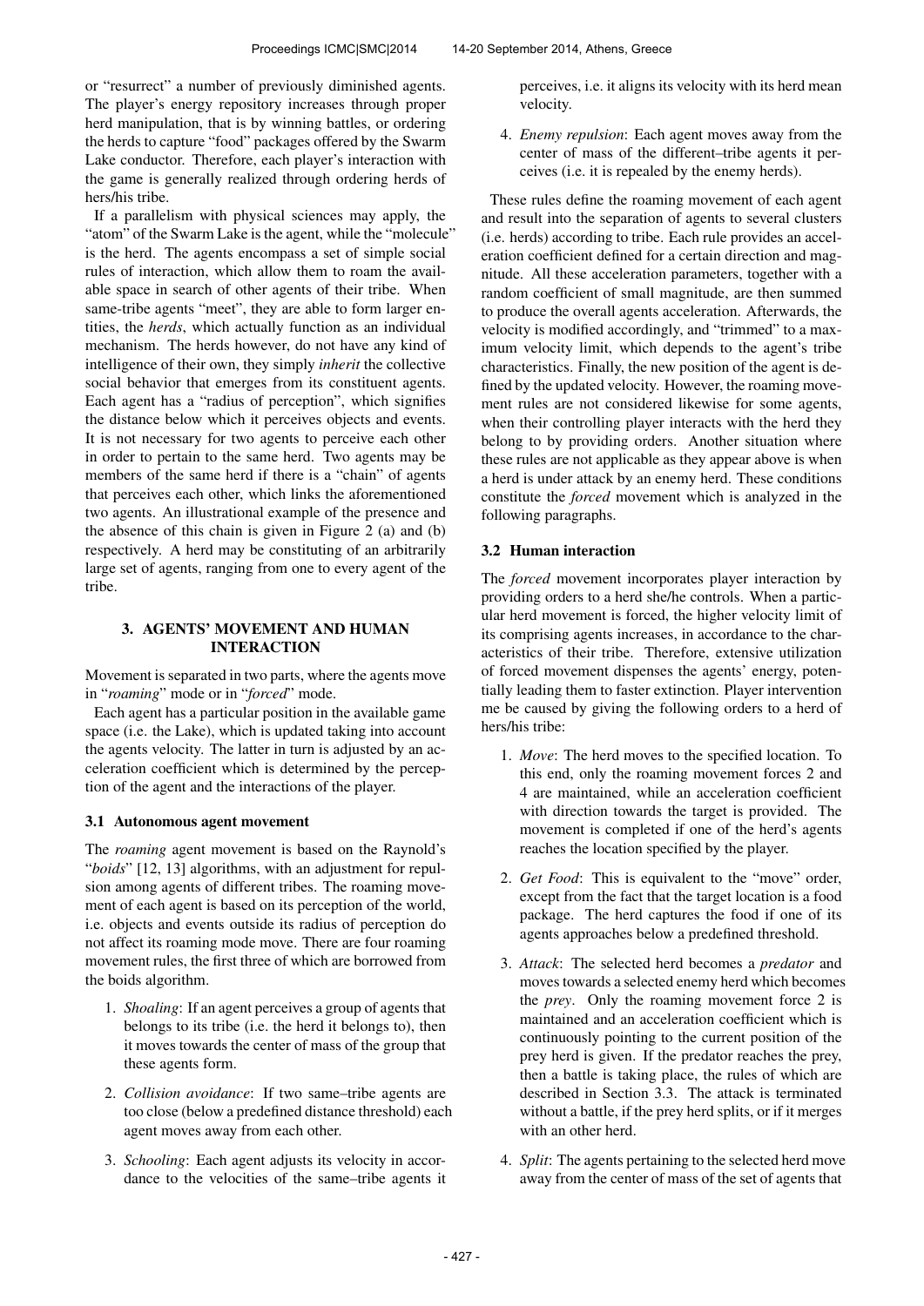or "resurrect" a number of previously diminished agents. The player's energy repository increases through proper herd manipulation, that is by winning battles, or ordering the herds to capture "food" packages offered by the Swarm Lake conductor. Therefore, each player's interaction with the game is generally realized through ordering herds of hers/his tribe.

If a parallelism with physical sciences may apply, the "atom" of the Swarm Lake is the agent, while the "molecule" is the herd. The agents encompass a set of simple social rules of interaction, which allow them to roam the available space in search of other agents of their tribe. When same-tribe agents "meet", they are able to form larger entities, the *herds*, which actually function as an individual mechanism. The herds however, do not have any kind of intelligence of their own, they simply *inherit* the collective social behavior that emerges from its constituent agents. Each agent has a "radius of perception", which signifies the distance below which it perceives objects and events. It is not necessary for two agents to perceive each other in order to pertain to the same herd. Two agents may be members of the same herd if there is a "chain" of agents that perceives each other, which links the aforementioned two agents. An illustrational example of the presence and the absence of this chain is given in Figure 2 (a) and (b) respectively. A herd may be constituting of an arbitrarily large set of agents, ranging from one to every agent of the tribe.

## 3. AGENTS' MOVEMENT AND HUMAN INTERACTION

Movement is separated in two parts, where the agents move in "*roaming*" mode or in "*forced*" mode.

Each agent has a particular position in the available game space (i.e. the Lake), which is updated taking into account the agents velocity. The latter in turn is adjusted by an acceleration coefficient which is determined by the perception of the agent and the interactions of the player.

### 3.1 Autonomous agent movement

The *roaming* agent movement is based on the Raynold's "*boids*" [12, 13] algorithms, with an adjustment for repulsion among agents of different tribes. The roaming movement of each agent is based on its perception of the world, i.e. objects and events outside its radius of perception do not affect its roaming mode move. There are four roaming movement rules, the first three of which are borrowed from the boids algorithm.

1. *Shoaling*: If an agent perceives a group of agents that belongs to its tribe (i.e. the herd it belongs to), then it moves towards the center of mass of the group that these agents form.
2. *Collision avoidance*: If two same–tribe agents are too close (below a predefined distance threshold) each agent moves away from each other.
3. *Schooling*: Each agent adjusts its velocity in accordance to the velocities of the same–tribe agents it perceives, i.e. it aligns its velocity with its herd mean velocity.
4. *Enemy repulsion*: Each agent moves away from the center of mass of the different–tribe agents it perceives (i.e. it is repealed by the enemy herds).

These rules define the roaming movement of each agent and result into the separation of agents to several clusters (i.e. herds) according to tribe. Each rule provides an acceleration coefficient defined for a certain direction and magnitude. All these acceleration parameters, together with a random coefficient of small magnitude, are then summed to produce the overall agents acceleration. Afterwards, the velocity is modified accordingly, and "trimmed" to a maximum velocity limit, which depends to the agent's tribe characteristics. Finally, the new position of the agent is defined by the updated velocity. However, the roaming movement rules are not considered likewise for some agents, when their controlling player interacts with the herd they belong to by providing orders. Another situation where these rules are not applicable as they appear above is when a herd is under attack by an enemy herd. These conditions constitute the *forced* movement which is analyzed in the following paragraphs.

### 3.2 Human interaction

The *forced* movement incorporates player interaction by providing orders to a herd she/he controls. When a particular herd movement is forced, the higher velocity limit of its comprising agents increases, in accordance to the characteristics of their tribe. Therefore, extensive utilization of forced movement dispenses the agents' energy, potentially leading them to faster extinction. Player intervention me be caused by giving the following orders to a herd of hers/his tribe:

1. *Move*: The herd moves to the specified location. To this end, only the roaming movement forces 2 and 4 are maintained, while an acceleration coefficient with direction towards the target is provided. The movement is completed if one of the herd's agents reaches the location specified by the player.
2. *Get Food*: This is equivalent to the "move" order, except from the fact that the target location is a food package. The herd captures the food if one of its agents approaches below a predefined threshold.
3. *Attack*: The selected herd becomes a *predator* and moves towards a selected enemy herd which becomes the *prey*. Only the roaming movement force 2 is maintained and an acceleration coefficient which is continuously pointing to the current position of the prey herd is given. If the predator reaches the prey, then a battle is taking place, the rules of which are described in Section 3.3. The attack is terminated without a battle, if the prey herd splits, or if it merges with an other herd.
4. *Split*: The agents pertaining to the selected herd move away from the center of mass of the set of agents that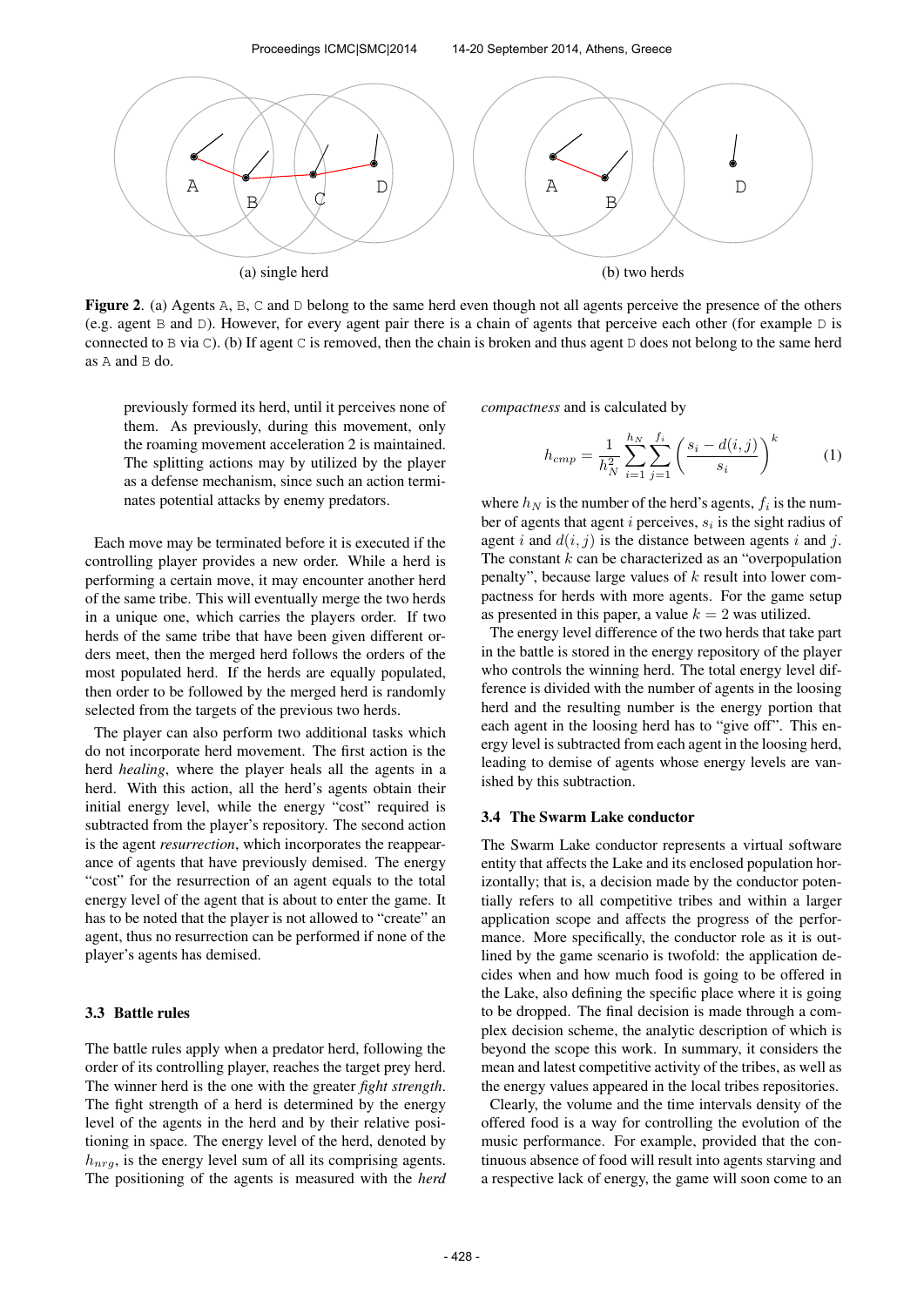(a) single herd

(b) two herds

**Figure 2**. (a) Agents A, B, C and D belong to the same herd even though not all agents perceive the presence of the others (e.g. agent B and D). However, for every agent pair there is a chain of agents that perceive each other (for example D is connected to B via C). (b) If agent C is removed, then the chain is broken and thus agent D does not belong to the same herd as A and B do.

previously formed its herd, until it perceives none of them. As previously, during this movement, only the roaming movement acceleration 2 is maintained. The splitting actions may by utilized by the player as a defense mechanism, since such an action terminates potential attacks by enemy predators.

Each move may be terminated before it is executed if the controlling player provides a new order. While a herd is performing a certain move, it may encounter another herd of the same tribe. This will eventually merge the two herds in a unique one, which carries the players order. If two herds of the same tribe that have been given different orders meet, then the merged herd follows the orders of the most populated herd. If the herds are equally populated, then order to be followed by the merged herd is randomly selected from the targets of the previous two herds.

The player can also perform two additional tasks which do not incorporate herd movement. The first action is the herd *healing*, where the player heals all the agents in a herd. With this action, all the herd's agents obtain their initial energy level, while the energy "cost" required is subtracted from the player's repository. The second action is the agent *resurrection*, which incorporates the reappearance of agents that have previously demised. The energy "cost" for the resurrection of an agent equals to the total energy level of the agent that is about to enter the game. It has to be noted that the player is not allowed to "create" an agent, thus no resurrection can be performed if none of the player's agents has demised.

### 3.3 Battle rules

The battle rules apply when a predator herd, following the order of its controlling player, reaches the target prey herd. The winner herd is the one with the greater *fight strength*. The fight strength of a herd is determined by the energy level of the agents in the herd and by their relative positioning in space. The energy level of the herd, denoted by $h_{nrg}$, is the energy level sum of all its comprising agents. The positioning of the agents is measured with the *herd compactness* and is calculated by

$$h_{cmp} = \frac{1}{h_N^2} \sum_{i=1}^{h_N} \sum_{j=1}^{f_i} \left( \frac{s_i - d(i,j)}{s_i} \right)^k \quad (1)$$

where $h_N$ is the number of the herd's agents, $f_i$ is the number of agents that agent $i$ perceives, $s_i$ is the sight radius of agent $i$ and $d(i,j)$ is the distance between agents $i$ and $j$. The constant $k$ can be characterized as an "overpopulation penalty", because large values of $k$ result into lower compactness for herds with more agents. For the game setup as presented in this paper, a value $k = 2$ was utilized.

The energy level difference of the two herds that take part in the battle is stored in the energy repository of the player who controls the winning herd. The total energy level difference is divided with the number of agents in the loosing herd and the resulting number is the energy portion that each agent in the loosing herd has to "give off". This energy level is subtracted from each agent in the loosing herd, leading to demise of agents whose energy levels are vanished by this subtraction.

### 3.4 The Swarm Lake conductor

The Swarm Lake conductor represents a virtual software entity that affects the Lake and its enclosed population horizontally; that is, a decision made by the conductor potentially refers to all competitive tribes and within a larger application scope and affects the progress of the performance. More specifically, the conductor role as it is outlined by the game scenario is twofold: the application decides when and how much food is going to be offered in the Lake, also defining the specific place where it is going to be dropped. The final decision is made through a complex decision scheme, the analytic description of which is beyond the scope this work. In summary, it considers the mean and latest competitive activity of the tribes, as well as the energy values appeared in the local tribes repositories.

Clearly, the volume and the time intervals density of the offered food is a way for controlling the evolution of the music performance. For example, provided that the continuous absence of food will result into agents starving and a respective lack of energy, the game will soon come to an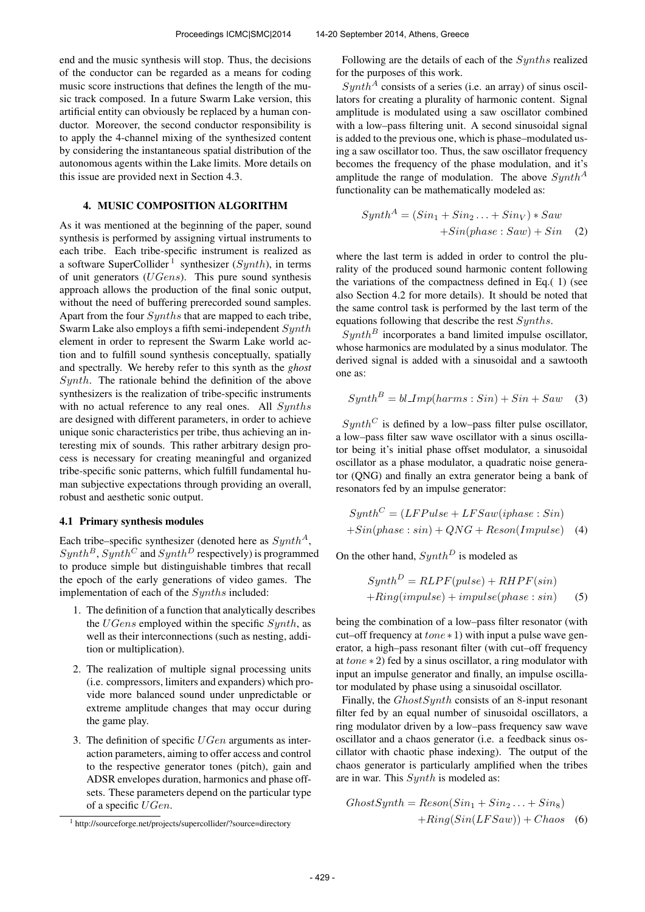end and the music synthesis will stop. Thus, the decisions of the conductor can be regarded as a means for coding music score instructions that defines the length of the music track composed. In a future Swarm Lake version, this artificial entity can obviously be replaced by a human conductor. Moreover, the second conductor responsibility is to apply the 4-channel mixing of the synthesized content by considering the instantaneous spatial distribution of the autonomous agents within the Lake limits. More details on this issue are provided next in Section 4.3.

## 4. MUSIC COMPOSITION ALGORITHM

As it was mentioned at the beginning of the paper, sound synthesis is performed by assigning virtual instruments to each tribe. Each tribe-specific instrument is realized as a software SuperCollider [1] synthesizer ($Synth$), in terms of unit generators ($UGens$). This pure sound synthesis approach allows the production of the final sonic output, without the need of buffering prerecorded sound samples. Apart from the four $Synths$ that are mapped to each tribe, Swarm Lake also employs a fifth semi-independent $Synth$ element in order to represent the Swarm Lake world action and to fulfill sound synthesis conceptually, spatially and spectrally. We hereby refer to this synth as the *ghost* $Synth$. The rationale behind the definition of the above synthesizers is the realization of tribe-specific instruments with no actual reference to any real ones. All $Synths$ are designed with different parameters, in order to achieve unique sonic characteristics per tribe, thus achieving an interesting mix of sounds. This rather arbitrary design process is necessary for creating meaningful and organized tribe-specific sonic patterns, which fulfill fundamental human subjective expectations through providing an overall, robust and aesthetic sonic output.

### 4.1 Primary synthesis modules

Each tribe–specific synthesizer (denoted here as $Synth^A$, $Synth^B$, $Synth^C$ and $Synth^D$ respectively) is programmed to produce simple but distinguishable timbres that recall the epoch of the early generations of video games. The implementation of each of the $Synths$ included:

1. The definition of a function that analytically describes the $UGens$ employed within the specific $Synth$, as well as their interconnections (such as nesting, addition or multiplication).
2. The realization of multiple signal processing units (i.e. compressors, limiters and expanders) which provide more balanced sound under unpredictable or extreme amplitude changes that may occur during the game play.
3. The definition of specific $UGen$ arguments as interaction parameters, aiming to offer access and control to the respective generator tones (pitch), gain and ADSR envelopes duration, harmonics and phase offsets. These parameters depend on the particular type of a specific $UGen$.

[1] http://sourceforge.net/projects/supercollider/?source=directory

Following are the details of each of the $Synths$ realized for the purposes of this work.

$Synth^A$ consists of a series (i.e. an array) of sinus oscillators for creating a plurality of harmonic content. Signal amplitude is modulated using a saw oscillator combined with a low–pass filtering unit. A second sinusoidal signal is added to the previous one, which is phase–modulated using a saw oscillator too. Thus, the saw oscillator frequency becomes the frequency of the phase modulation, and it's amplitude the range of modulation. The above $Synth^A$ functionality can be mathematically modeled as:

$$Synth^A = (Sin_1 + Sin_2 \ldots + Sin_V) * Saw \\ + Sin(phase : Saw) + Sin \quad (2)$$

where the last term is added in order to control the plurality of the produced sound harmonic content following the variations of the compactness defined in Eq.( 1) (see also Section 4.2 for more details). It should be noted that the same control task is performed by the last term of the equations following that describe the rest $Synths$.

$Synth^B$ incorporates a band limited impulse oscillator, whose harmonics are modulated by a sinus modulator. The derived signal is added with a sinusoidal and a sawtooth one as:

$$Synth^B = bl\_Imp(harms : Sin) + Sin + Saw \quad (3)$$

$Synth^C$ is defined by a low–pass filter pulse oscillator, a low–pass filter saw wave oscillator with a sinus oscillator being it's initial phase offset modulator, a sinusoidal oscillator as a phase modulator, a quadratic noise generator (QNG) and finally an extra generator being a bank of resonators fed by an impulse generator:

$$Synth^C = (LFPulse + LFSaw(iphase : Sin) \\ + Sin(phase : sin) + QNG + Reson(Impulse) \quad (4)$$

On the other hand, $Synth^D$ is modeled as

$$Synth^D = RLPF(pulse) + RHPF(sin) \\ + Ring(impulse) + impulse(phase : sin) \quad (5)$$

being the combination of a low–pass filter resonator (with cut–off frequency at $tone * 1$) with input a pulse wave generator, a high–pass resonant filter (with cut–off frequency at $tone * 2$) fed by a sinus oscillator, a ring modulator with input an impulse generator and finally, an impulse oscillator modulated by phase using a sinusoidal oscillator.

Finally, the $GhostSynth$ consists of an 8-input resonant filter fed by an equal number of sinusoidal oscillators, a ring modulator driven by a low–pass frequency saw wave oscillator and a chaos generator (i.e. a feedback sinus oscillator with chaotic phase indexing). The output of the chaos generator is particularly amplified when the tribes are in war. This $Synth$ is modeled as:

$$GhostSynth = Reson(Sin_1 + Sin_2 \ldots + Sin_8) \\ + Ring(Sin(LFSaw)) + Chaos \quad (6)$$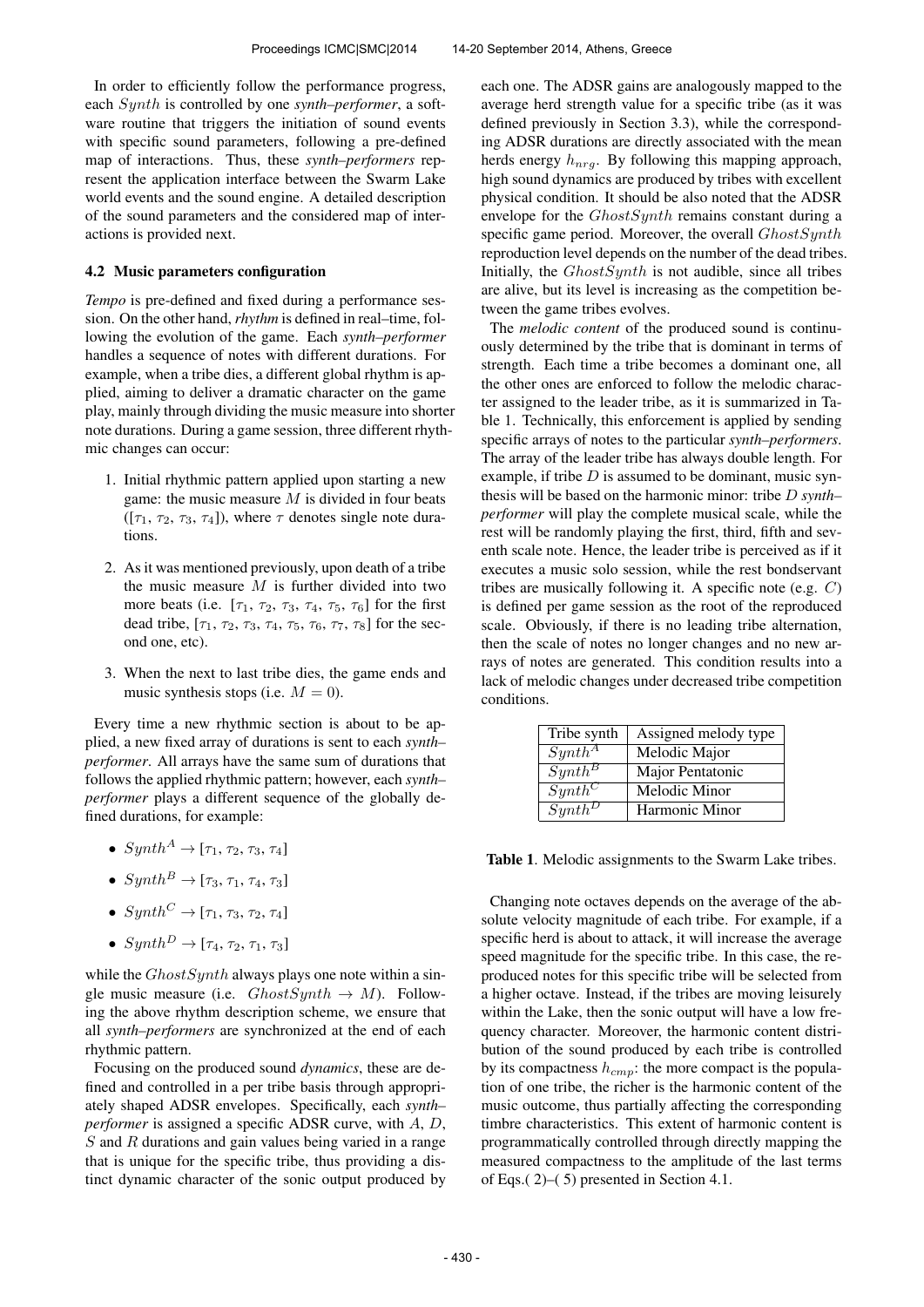In order to efficiently follow the performance progress, each $Synth$ is controlled by one *synth–performer*, a software routine that triggers the initiation of sound events with specific sound parameters, following a pre-defined map of interactions. Thus, these *synth–performers* represent the application interface between the Swarm Lake world events and the sound engine. A detailed description of the sound parameters and the considered map of interactions is provided next.

### 4.2 Music parameters configuration

*Tempo* is pre-defined and fixed during a performance session. On the other hand, *rhythm* is defined in real–time, following the evolution of the game. Each *synth–performer* handles a sequence of notes with different durations. For example, when a tribe dies, a different global rhythm is applied, aiming to deliver a dramatic character on the game play, mainly through dividing the music measure into shorter note durations. During a game session, three different rhythmic changes can occur:

1. Initial rhythmic pattern applied upon starting a new game: the music measure $M$ is divided in four beats ($[\tau_1, \tau_2, \tau_3, \tau_4]$), where $\tau$ denotes single note durations.
2. As it was mentioned previously, upon death of a tribe the music measure $M$ is further divided into two more beats (i.e. $[\tau_1, \tau_2, \tau_3, \tau_4, \tau_5, \tau_6]$ for the first dead tribe, $[\tau_1, \tau_2, \tau_3, \tau_4, \tau_5, \tau_6, \tau_7, \tau_8]$ for the second one, etc).
3. When the next to last tribe dies, the game ends and music synthesis stops (i.e. $M = 0$).

Every time a new rhythmic section is about to be applied, a new fixed array of durations is sent to each *synth–performer*. All arrays have the same sum of durations that follows the applied rhythmic pattern; however, each *synth–performer* plays a different sequence of the globally defined durations, for example:

- $Synth^A \rightarrow [\tau_1, \tau_2, \tau_3, \tau_4]$
- $Synth^B \rightarrow [\tau_3, \tau_1, \tau_4, \tau_3]$
- $Synth^C \rightarrow [\tau_1, \tau_3, \tau_2, \tau_4]$
- $Synth^D \rightarrow [\tau_4, \tau_2, \tau_1, \tau_3]$

while the $GhostSynth$ always plays one note within a single music measure (i.e. $GhostSynth \rightarrow M$). Following the above rhythm description scheme, we ensure that all *synth–performers* are synchronized at the end of each rhythmic pattern.

Focusing on the produced sound *dynamics*, these are defined and controlled in a per tribe basis through appropriately shaped ADSR envelopes. Specifically, each *synth–performer* is assigned a specific ADSR curve, with $A$, $D$, $S$ and $R$ durations and gain values being varied in a range that is unique for the specific tribe, thus providing a distinct dynamic character of the sonic output produced by each one. The ADSR gains are analogously mapped to the average herd strength value for a specific tribe (as it was defined previously in Section 3.3), while the corresponding ADSR durations are directly associated with the mean herds energy $h_{nrg}$. By following this mapping approach, high sound dynamics are produced by tribes with excellent physical condition. It should be also noted that the ADSR envelope for the $GhostSynth$ remains constant during a specific game period. Moreover, the overall $GhostSynth$ reproduction level depends on the number of the dead tribes. Initially, the $GhostSynth$ is not audible, since all tribes are alive, but its level is increasing as the competition between the game tribes evolves.

The *melodic content* of the produced sound is continuously determined by the tribe that is dominant in terms of strength. Each time a tribe becomes a dominant one, all the other ones are enforced to follow the melodic character assigned to the leader tribe, as it is summarized in Table 1. Technically, this enforcement is applied by sending specific arrays of notes to the particular *synth–performers*. The array of the leader tribe has always double length. For example, if tribe $D$ is assumed to be dominant, music synthesis will be based on the harmonic minor: tribe $D$ *synth–performer* will play the complete musical scale, while the rest will be randomly playing the first, third, fifth and seventh scale note. Hence, the leader tribe is perceived as if it executes a music solo session, while the rest bondservant tribes are musically following it. A specific note (e.g. $C$) is defined per game session as the root of the reproduced scale. Obviously, if there is no leading tribe alternation, then the scale of notes no longer changes and no new arrays of notes are generated. This condition results into a lack of melodic changes under decreased tribe competition conditions.

| Tribe synth | Assigned melody type |
| --- | --- |
| $Synth^A$ | Melodic Major |
| $Synth^B$ | Major Pentatonic |
| $Synth^C$ | Melodic Minor |
| $Synth^D$ | Harmonic Minor |

**Table 1**. Melodic assignments to the Swarm Lake tribes.

Changing note octaves depends on the average of the absolute velocity magnitude of each tribe. For example, if a specific herd is about to attack, it will increase the average speed magnitude for the specific tribe. In this case, the reproduced notes for this specific tribe will be selected from a higher octave. Instead, if the tribes are moving leisurely within the Lake, then the sonic output will have a low frequency character. Moreover, the harmonic content distribution of the sound produced by each tribe is controlled by its compactness $h_{cmp}$: the more compact is the population of one tribe, the richer is the harmonic content of the music outcome, thus partially affecting the corresponding timbre characteristics. This extent of harmonic content is programmatically controlled through directly mapping the measured compactness to the amplitude of the last terms of Eqs.( 2)–( 5) presented in Section 4.1.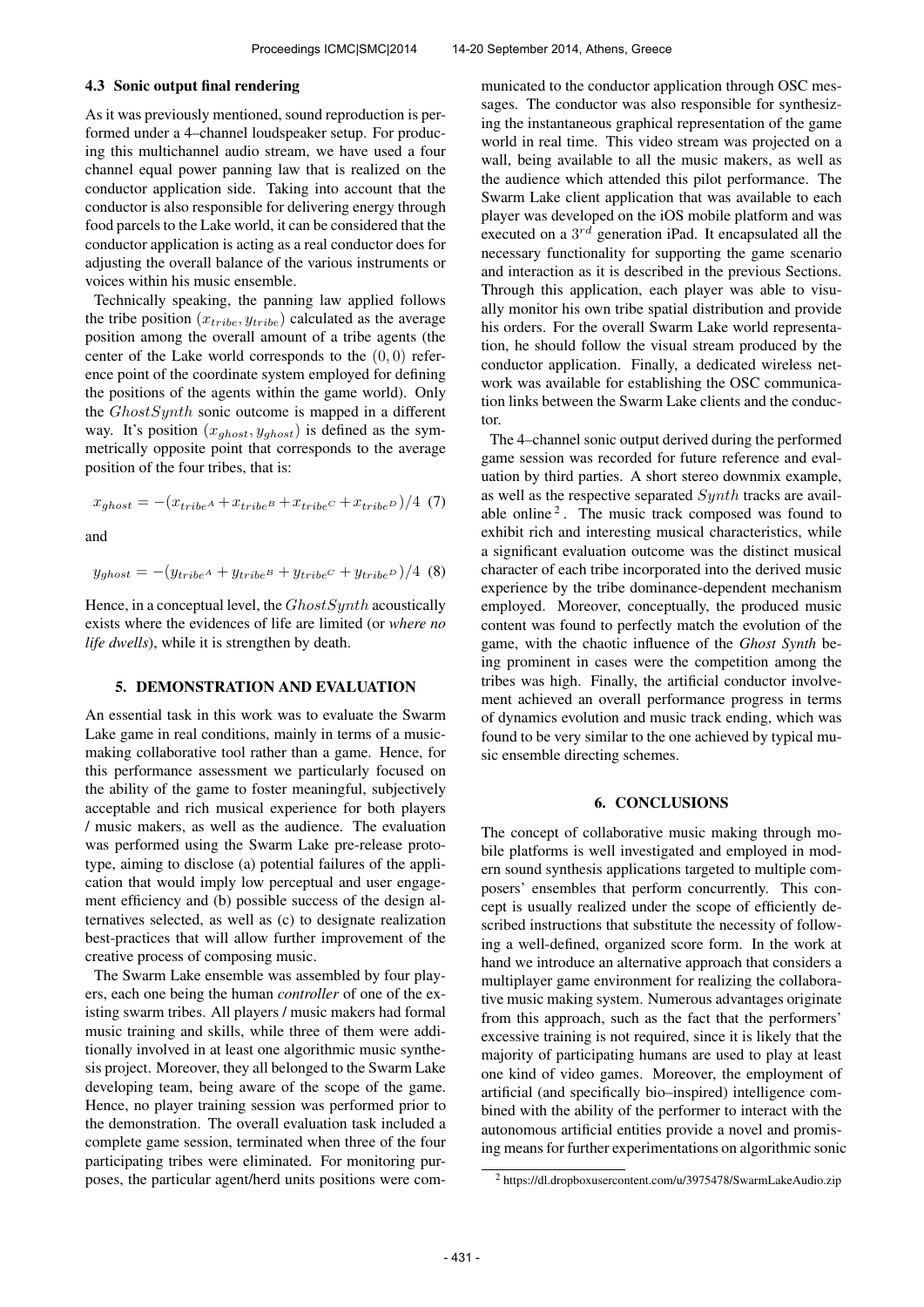### 4.3 Sonic output final rendering

As it was previously mentioned, sound reproduction is performed under a 4–channel loudspeaker setup. For producing this multichannel audio stream, we have used a four channel equal power panning law that is realized on the conductor application side. Taking into account that the conductor is also responsible for delivering energy through food parcels to the Lake world, it can be considered that the conductor application is acting as a real conductor does for adjusting the overall balance of the various instruments or voices within his music ensemble.

Technically speaking, the panning law applied follows the tribe position $(x_{tribe}, y_{tribe})$ calculated as the average position among the overall amount of a tribe agents (the center of the Lake world corresponds to the $(0, 0)$ reference point of the coordinate system employed for defining the positions of the agents within the game world). Only the $GhostSynth$ sonic outcome is mapped in a different way. It's position $(x_{ghost}, y_{ghost})$ is defined as the symmetrically opposite point that corresponds to the average position of the four tribes, that is:

$$x_{ghost} = -(x_{tribe^A} + x_{tribe^B} + x_{tribe^C} + x_{tribe^D})/4 \quad (7)$$

and

$$y_{ghost} = -(y_{tribe^A} + y_{tribe^B} + y_{tribe^C} + y_{tribe^D})/4 \quad (8)$$

Hence, in a conceptual level, the $GhostSynth$ acoustically exists where the evidences of life are limited (or *where no life dwells*), while it is strengthen by death.

## 5. DEMONSTRATION AND EVALUATION

An essential task in this work was to evaluate the Swarm Lake game in real conditions, mainly in terms of a music-making collaborative tool rather than a game. Hence, for this performance assessment we particularly focused on the ability of the game to foster meaningful, subjectively acceptable and rich musical experience for both players / music makers, as well as the audience. The evaluation was performed using the Swarm Lake pre-release prototype, aiming to disclose (a) potential failures of the application that would imply low perceptual and user engagement efficiency and (b) possible success of the design alternatives selected, as well as (c) to designate realization best-practices that will allow further improvement of the creative process of composing music.

The Swarm Lake ensemble was assembled by four players, each one being the human *controller* of one of the existing swarm tribes. All players / music makers had formal music training and skills, while three of them were additionally involved in at least one algorithmic music synthesis project. Moreover, they all belonged to the Swarm Lake developing team, being aware of the scope of the game. Hence, no player training session was performed prior to the demonstration. The overall evaluation task included a complete game session, terminated when three of the four participating tribes were eliminated. For monitoring purposes, the particular agent/herd units positions were communicated to the conductor application through OSC messages. The conductor was also responsible for synthesizing the instantaneous graphical representation of the game world in real time. This video stream was projected on a wall, being available to all the music makers, as well as the audience which attended this pilot performance. The Swarm Lake client application that was available to each player was developed on the iOS mobile platform and was executed on a $3^{rd}$ generation iPad. It encapsulated all the necessary functionality for supporting the game scenario and interaction as it is described in the previous Sections. Through this application, each player was able to visually monitor his own tribe spatial distribution and provide his orders. For the overall Swarm Lake world representation, he should follow the visual stream produced by the conductor application. Finally, a dedicated wireless network was available for establishing the OSC communication links between the Swarm Lake clients and the conductor.

The 4–channel sonic output derived during the performed game session was recorded for future reference and evaluation by third parties. A short stereo downmix example, as well as the respective separated $Synth$ tracks are available online [2]. The music track composed was found to exhibit rich and interesting musical characteristics, while a significant evaluation outcome was the distinct musical character of each tribe incorporated into the derived music experience by the tribe dominance-dependent mechanism employed. Moreover, conceptually, the produced music content was found to perfectly match the evolution of the game, with the chaotic influence of the *Ghost Synth* being prominent in cases were the competition among the tribes was high. Finally, the artificial conductor involvement achieved an overall performance progress in terms of dynamics evolution and music track ending, which was found to be very similar to the one achieved by typical music ensemble directing schemes.

## 6. CONCLUSIONS

The concept of collaborative music making through mobile platforms is well investigated and employed in modern sound synthesis applications targeted to multiple composers' ensembles that perform concurrently. This concept is usually realized under the scope of efficiently described instructions that substitute the necessity of following a well-defined, organized score form. In the work at hand we introduce an alternative approach that considers a multiplayer game environment for realizing the collaborative music making system. Numerous advantages originate from this approach, such as the fact that the performers' excessive training is not required, since it is likely that the majority of participating humans are used to play at least one kind of video games. Moreover, the employment of artificial (and specifically bio–inspired) intelligence combined with the ability of the performer to interact with the autonomous artificial entities provide a novel and promising means for further experimentations on algorithmic sonic

[2] https://dl.dropboxusercontent.com/u/3975478/SwarmLakeAudio.zip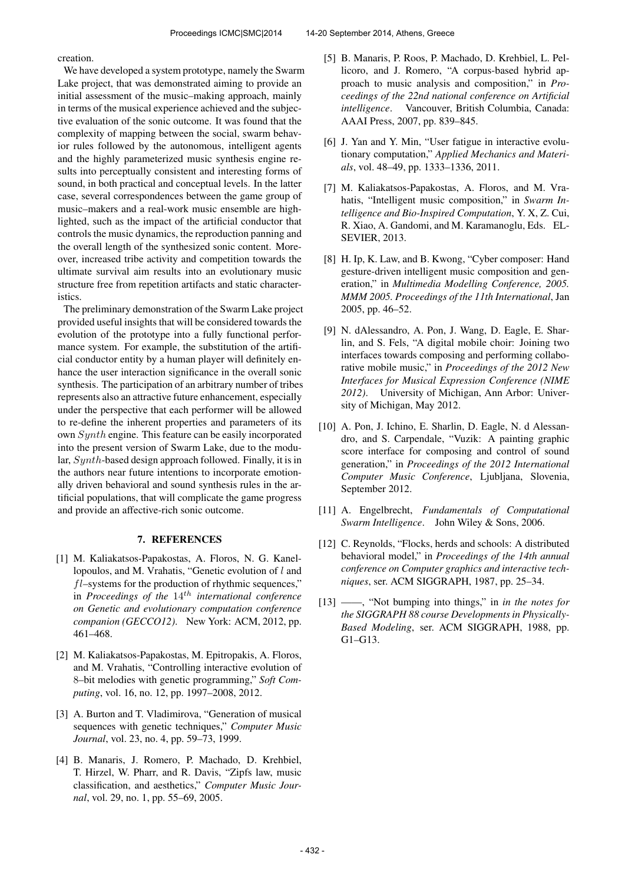creation.

We have developed a system prototype, namely the Swarm Lake project, that was demonstrated aiming to provide an initial assessment of the music–making approach, mainly in terms of the musical experience achieved and the subjective evaluation of the sonic outcome. It was found that the complexity of mapping between the social, swarm behavior rules followed by the autonomous, intelligent agents and the highly parameterized music synthesis engine results into perceptually consistent and interesting forms of sound, in both practical and conceptual levels. In the latter case, several correspondences between the game group of music–makers and a real-work music ensemble are highlighted, such as the impact of the artificial conductor that controls the music dynamics, the reproduction panning and the overall length of the synthesized sonic content. Moreover, increased tribe activity and competition towards the ultimate survival aim results into an evolutionary music structure free from repetition artifacts and static characteristics.

The preliminary demonstration of the Swarm Lake project provided useful insights that will be considered towards the evolution of the prototype into a fully functional performance system. For example, the substitution of the artificial conductor entity by a human player will definitely enhance the user interaction significance in the overall sonic synthesis. The participation of an arbitrary number of tribes represents also an attractive future enhancement, especially under the perspective that each performer will be allowed to re-define the inherent properties and parameters of its own $Synth$ engine. This feature can be easily incorporated into the present version of Swarm Lake, due to the modular, $Synth$-based design approach followed. Finally, it is in the authors near future intentions to incorporate emotionally driven behavioral and sound synthesis rules in the artificial populations, that will complicate the game progress and provide an affective-rich sonic outcome.

## 7. REFERENCES

[1] M. Kaliakatsos-Papakostas, A. Floros, N. G. Kanellopoulos, and M. Vrahatis, "Genetic evolution of $l$ and $fl$–systems for the production of rhythmic sequences," in *Proceedings of the $14^{th}$ international conference on Genetic and evolutionary computation conference companion (GECCO12)*. New York: ACM, 2012, pp. 461–468.

[2] M. Kaliakatsos-Papakostas, M. Epitropakis, A. Floros, and M. Vrahatis, "Controlling interactive evolution of 8–bit melodies with genetic programming," *Soft Computing*, vol. 16, no. 12, pp. 1997–2008, 2012.

[3] A. Burton and T. Vladimirova, "Generation of musical sequences with genetic techniques," *Computer Music Journal*, vol. 23, no. 4, pp. 59–73, 1999.

[4] B. Manaris, J. Romero, P. Machado, D. Krehbiel, T. Hirzel, W. Pharr, and R. Davis, "Zipfs law, music classification, and aesthetics," *Computer Music Journal*, vol. 29, no. 1, pp. 55–69, 2005.

[5] B. Manaris, P. Roos, P. Machado, D. Krehbiel, L. Pellicoro, and J. Romero, "A corpus-based hybrid approach to music analysis and composition," in *Proceedings of the 22nd national conference on Artificial intelligence*. Vancouver, British Columbia, Canada: AAAI Press, 2007, pp. 839–845.

[6] J. Yan and Y. Min, "User fatigue in interactive evolutionary computation," *Applied Mechanics and Materials*, vol. 48–49, pp. 1333–1336, 2011.

[7] M. Kaliakatsos-Papakostas, A. Floros, and M. Vrahatis, "Intelligent music composition," in *Swarm Intelligence and Bio-Inspired Computation*, Y. X, Z. Cui, R. Xiao, A. Gandomi, and M. Karamanoglu, Eds. ELSEVIER, 2013.

[8] H. Ip, K. Law, and B. Kwong, "Cyber composer: Hand gesture-driven intelligent music composition and generation," in *Multimedia Modelling Conference, 2005. MMM 2005. Proceedings of the 11th International*, Jan 2005, pp. 46–52.

[9] N. dAlessandro, A. Pon, J. Wang, D. Eagle, E. Sharlin, and S. Fels, "A digital mobile choir: Joining two interfaces towards composing and performing collaborative mobile music," in *Proceedings of the 2012 New Interfaces for Musical Expression Conference (NIME 2012)*. University of Michigan, Ann Arbor: University of Michigan, May 2012.

[10] A. Pon, J. Ichino, E. Sharlin, D. Eagle, N. d Alessandro, and S. Carpendale, "Vuzik: A painting graphic score interface for composing and control of sound generation," in *Proceedings of the 2012 International Computer Music Conference*, Ljubljana, Slovenia, September 2012.

[11] A. Engelbrecht, *Fundamentals of Computational Swarm Intelligence*. John Wiley & Sons, 2006.

[12] C. Reynolds, "Flocks, herds and schools: A distributed behavioral model," in *Proceedings of the 14th annual conference on Computer graphics and interactive techniques*, ser. ACM SIGGRAPH, 1987, pp. 25–34.

[13] ——, "Not bumping into things," in *in the notes for the SIGGRAPH 88 course Developments in Physically-Based Modeling*, ser. ACM SIGGRAPH, 1988, pp. G1–G13.